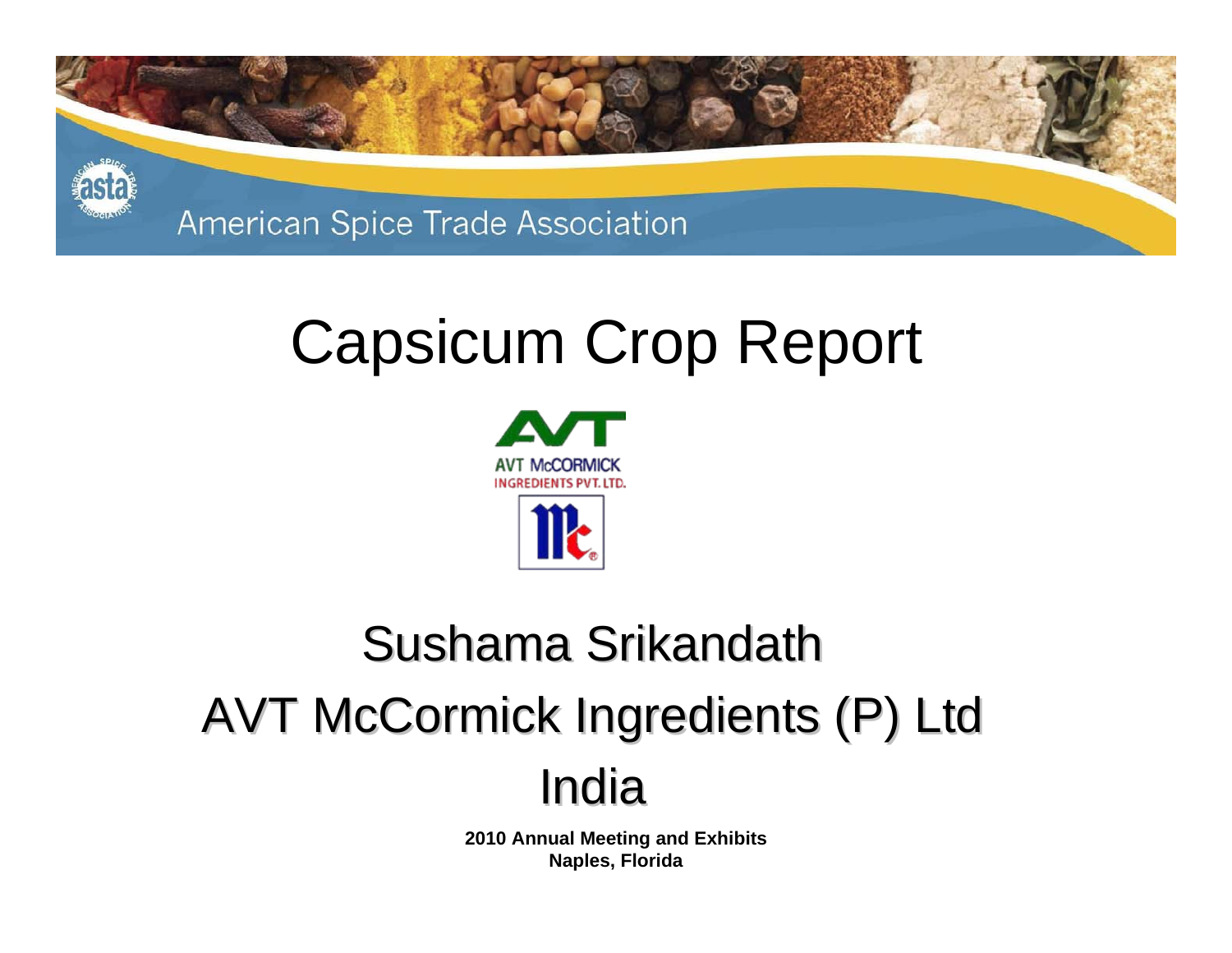American Spice Trade Association

# Capsicum Crop Report

AVT McCORMICK INGREDIENTS PVT. LTD.

## Sushama Srikandath

## AVT McCormick Ingredients (P) Ltd

## India

**2010 Annual Meeting and Exhibits**
**Naples, Florida**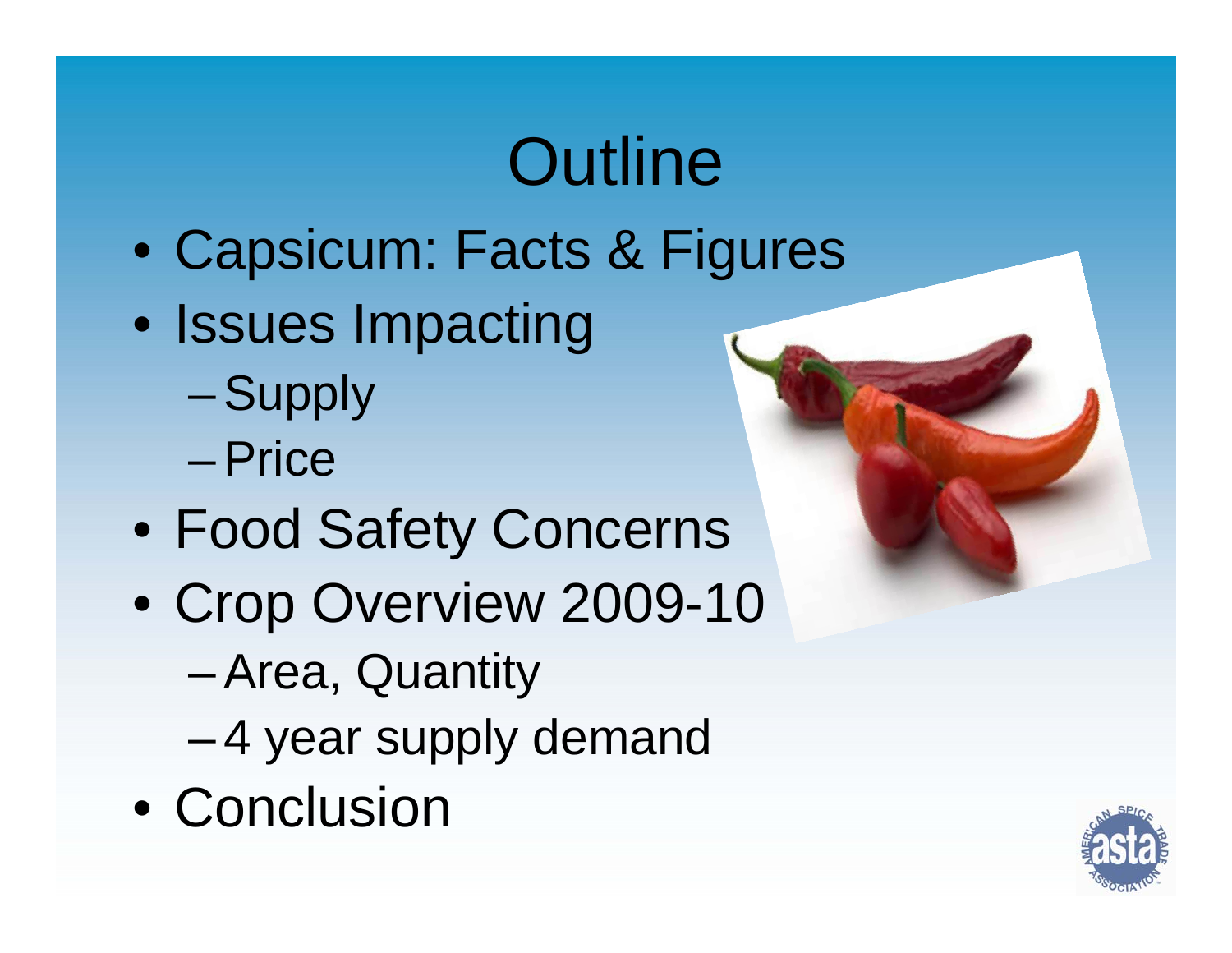# Outline

- Capsicum: Facts & Figures
- Issues Impacting
  - Supply
  - Price
- Food Safety Concerns
- Crop Overview 2009-10
  - Area, Quantity
  - 4 year supply demand
- Conclusion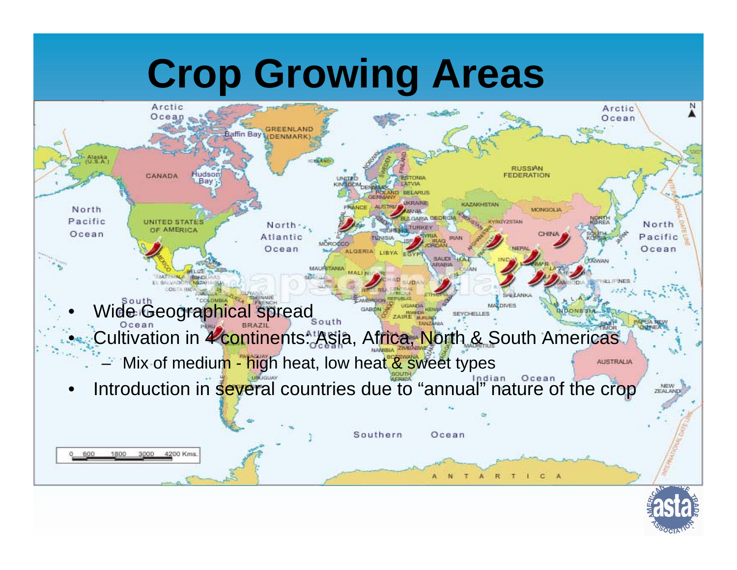# Crop Growing Areas

- Wide Geographical spread
- Cultivation in 4 continents: Asia, Africa, North & South Americas
  - Mix of medium - high heat, low heat & sweet types
- Introduction in several countries due to "annual" nature of the crop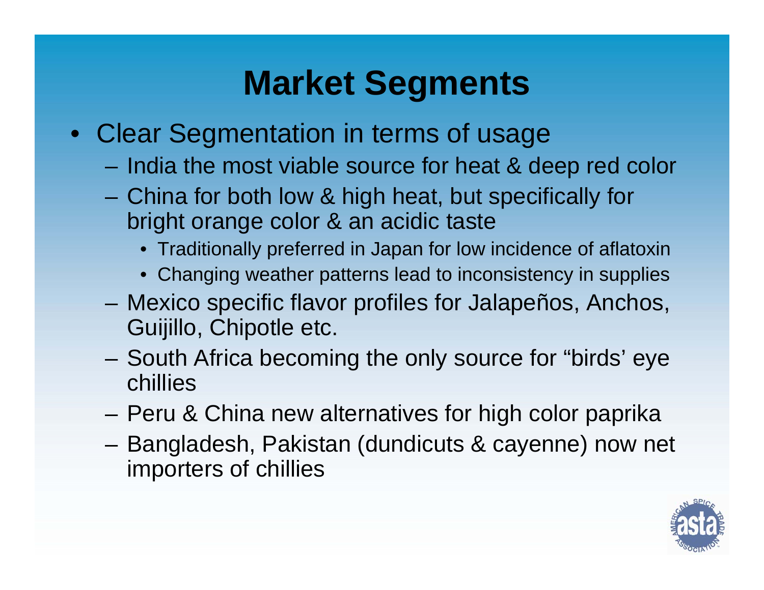# Market Segments

- Clear Segmentation in terms of usage
  - India the most viable source for heat & deep red color
  - China for both low & high heat, but specifically for bright orange color & an acidic taste
    - Traditionally preferred in Japan for low incidence of aflatoxin
    - Changing weather patterns lead to inconsistency in supplies
  - Mexico specific flavor profiles for Jalapeños, Anchos, Guijillo, Chipotle etc.
  - South Africa becoming the only source for "birds' eye chillies
  - Peru & China new alternatives for high color paprika
  - Bangladesh, Pakistan (dundicuts & cayenne) now net importers of chillies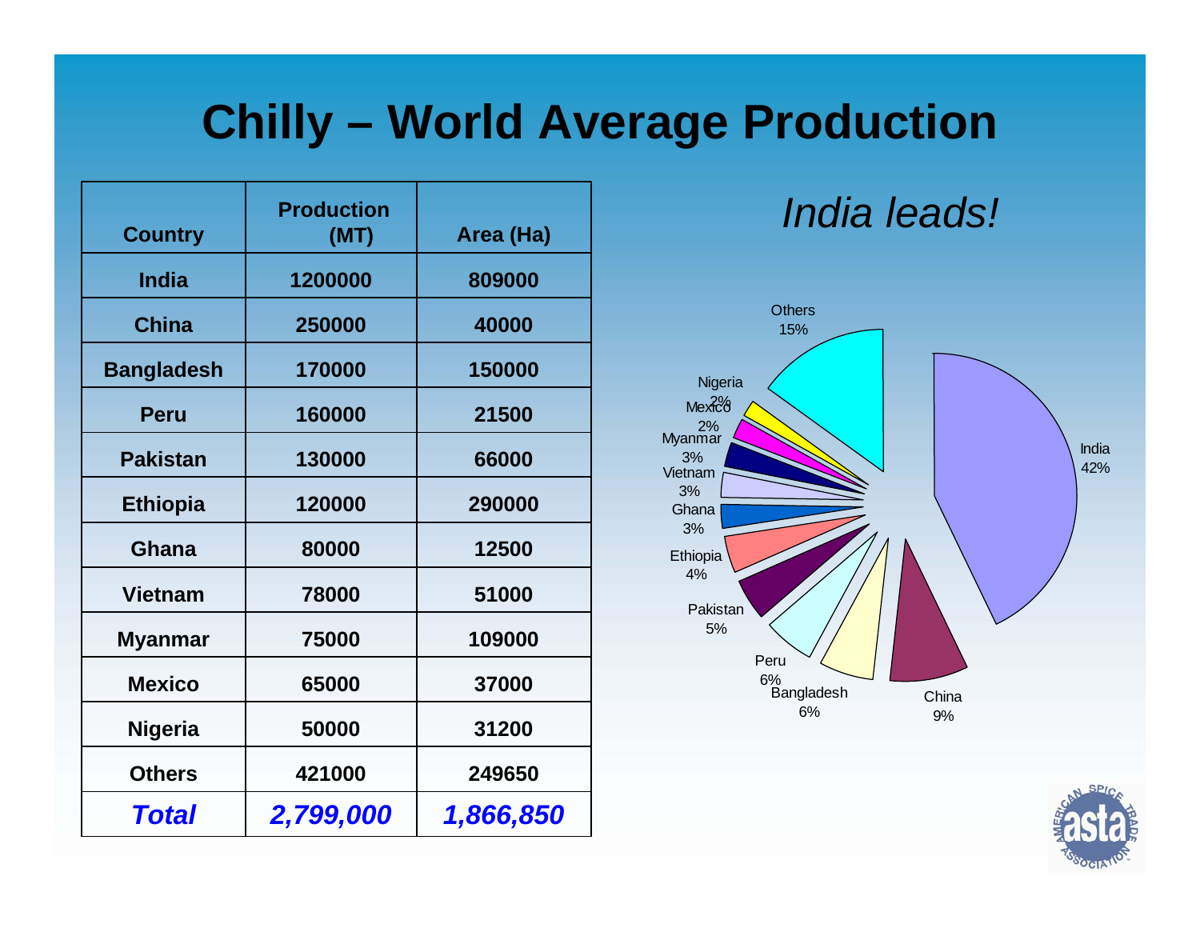# Chilly – World Average Production

| Country | Production (MT) | Area (Ha) |
|---|---|---|
| India | 1200000 | 809000 |
| China | 250000 | 40000 |
| Bangladesh | 170000 | 150000 |
| Peru | 160000 | 21500 |
| Pakistan | 130000 | 66000 |
| Ethiopia | 120000 | 290000 |
| Ghana | 80000 | 12500 |
| Vietnam | 78000 | 51000 |
| Myanmar | 75000 | 109000 |
| Mexico | 65000 | 37000 |
| Nigeria | 50000 | 31200 |
| Others | 421000 | 249650 |
| ***Total*** | ***2,799,000*** | ***1,866,850*** |

*India leads!*

Others 15%, Nigeria 2%, Mexico 2%, Myanmar 3%, Vietnam 3%, Ghana 3%, Ethiopia 4%, Pakistan 5%, Peru 6%, Bangladesh 6%, China 9%, India 42%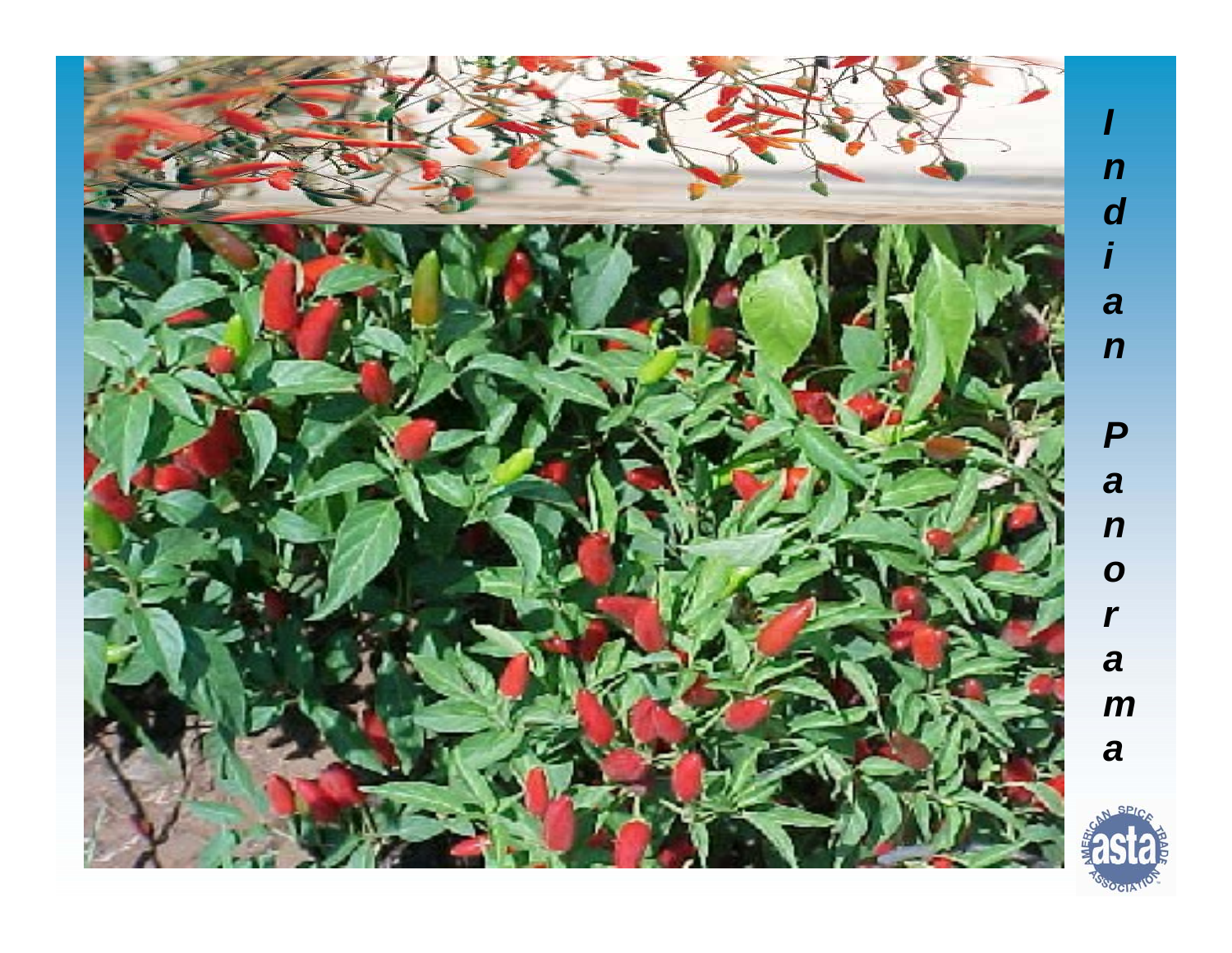*Indian Panorama*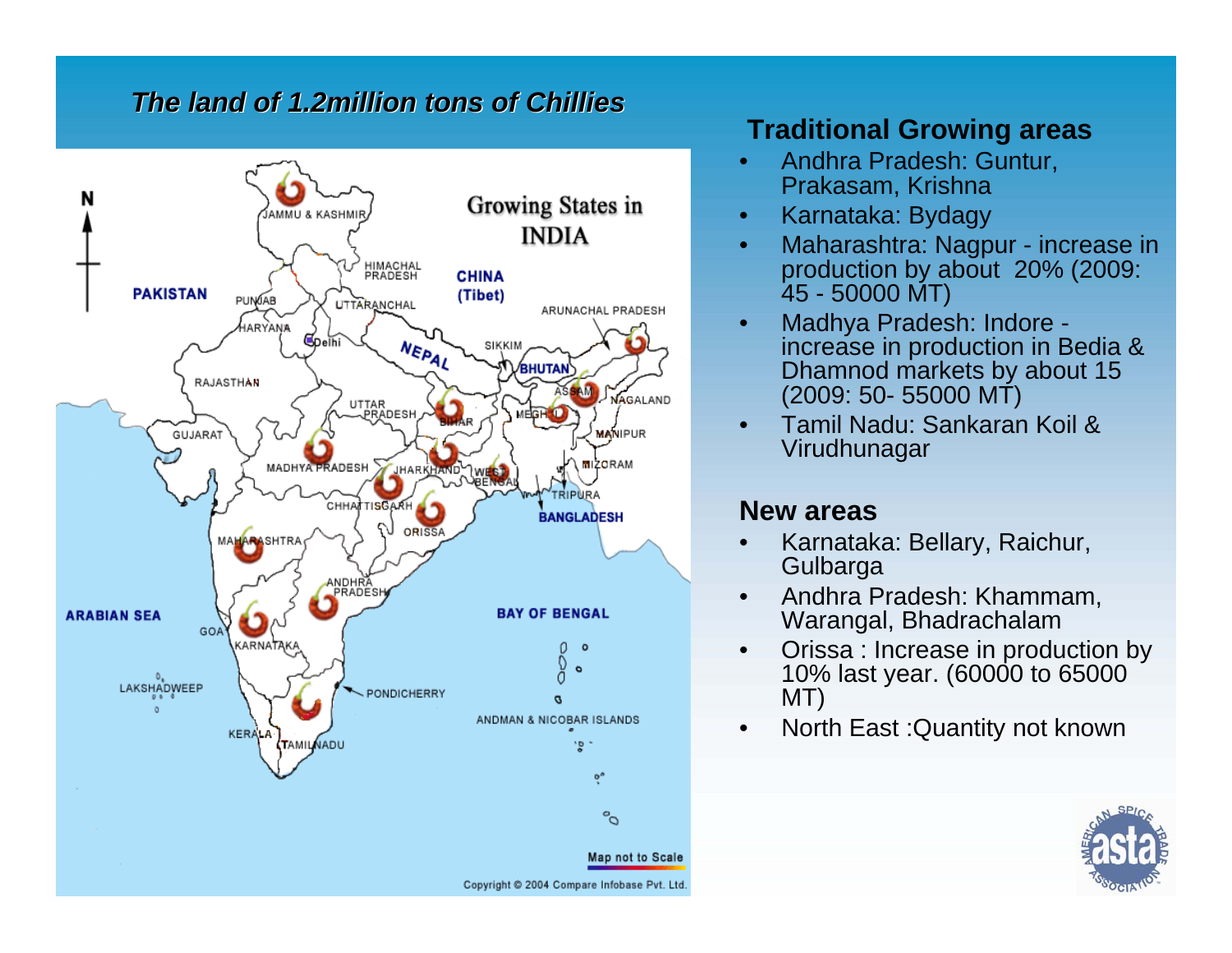*The land of 1.2million tons of Chillies*

## Traditional Growing areas

- Andhra Pradesh: Guntur, Prakasam, Krishna
- Karnataka: Bydagy
- Maharashtra: Nagpur - increase in production by about 20% (2009: 45 - 50000 MT)
- Madhya Pradesh: Indore - increase in production in Bedia & Dhamnod markets by about 15 (2009: 50- 55000 MT)
- Tamil Nadu: Sankaran Koil & Virudhunagar

## New areas

- Karnataka: Bellary, Raichur, Gulbarga
- Andhra Pradesh: Khammam, Warangal, Bhadrachalam
- Orissa : Increase in production by 10% last year. (60000 to 65000 MT)
- North East :Quantity not known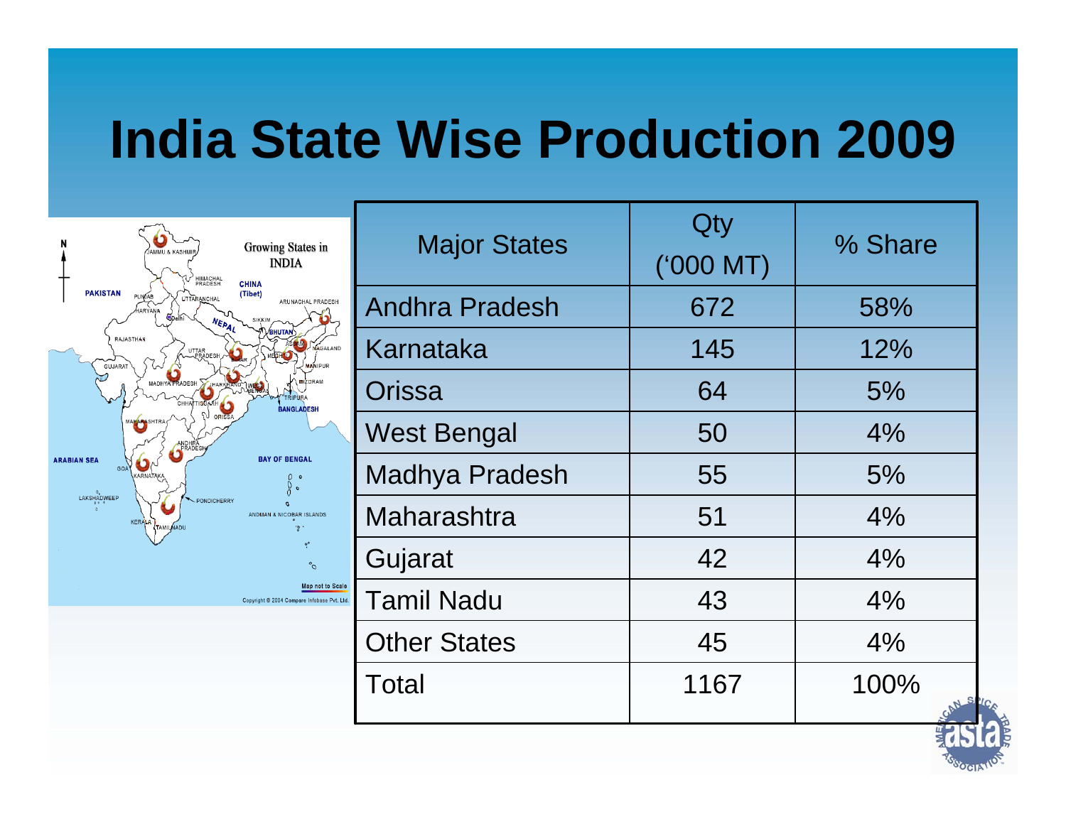# India State Wise Production 2009

| Major States | Qty ('000 MT) | % Share |
|---|---|---|
| Andhra Pradesh | 672 | 58% |
| Karnataka | 145 | 12% |
| Orissa | 64 | 5% |
| West Bengal | 50 | 4% |
| Madhya Pradesh | 55 | 5% |
| Maharashtra | 51 | 4% |
| Gujarat | 42 | 4% |
| Tamil Nadu | 43 | 4% |
| Other States | 45 | 4% |
| Total | 1167 | 100% |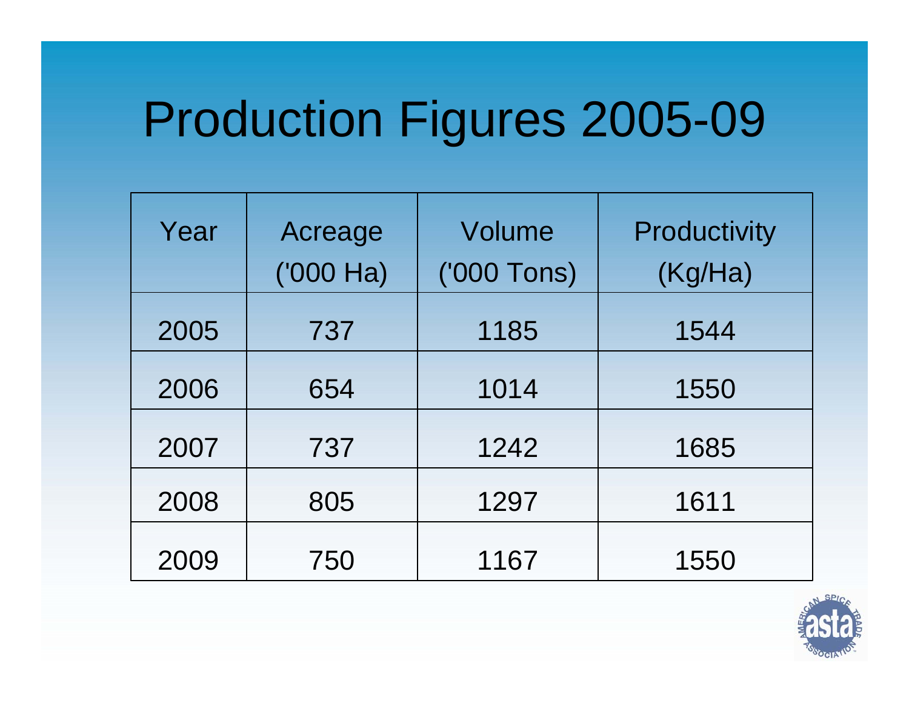# Production Figures 2005-09

| Year | Acreage ('000 Ha) | Volume ('000 Tons) | Productivity (Kg/Ha) |
|---|---|---|---|
| 2005 | 737 | 1185 | 1544 |
| 2006 | 654 | 1014 | 1550 |
| 2007 | 737 | 1242 | 1685 |
| 2008 | 805 | 1297 | 1611 |
| 2009 | 750 | 1167 | 1550 |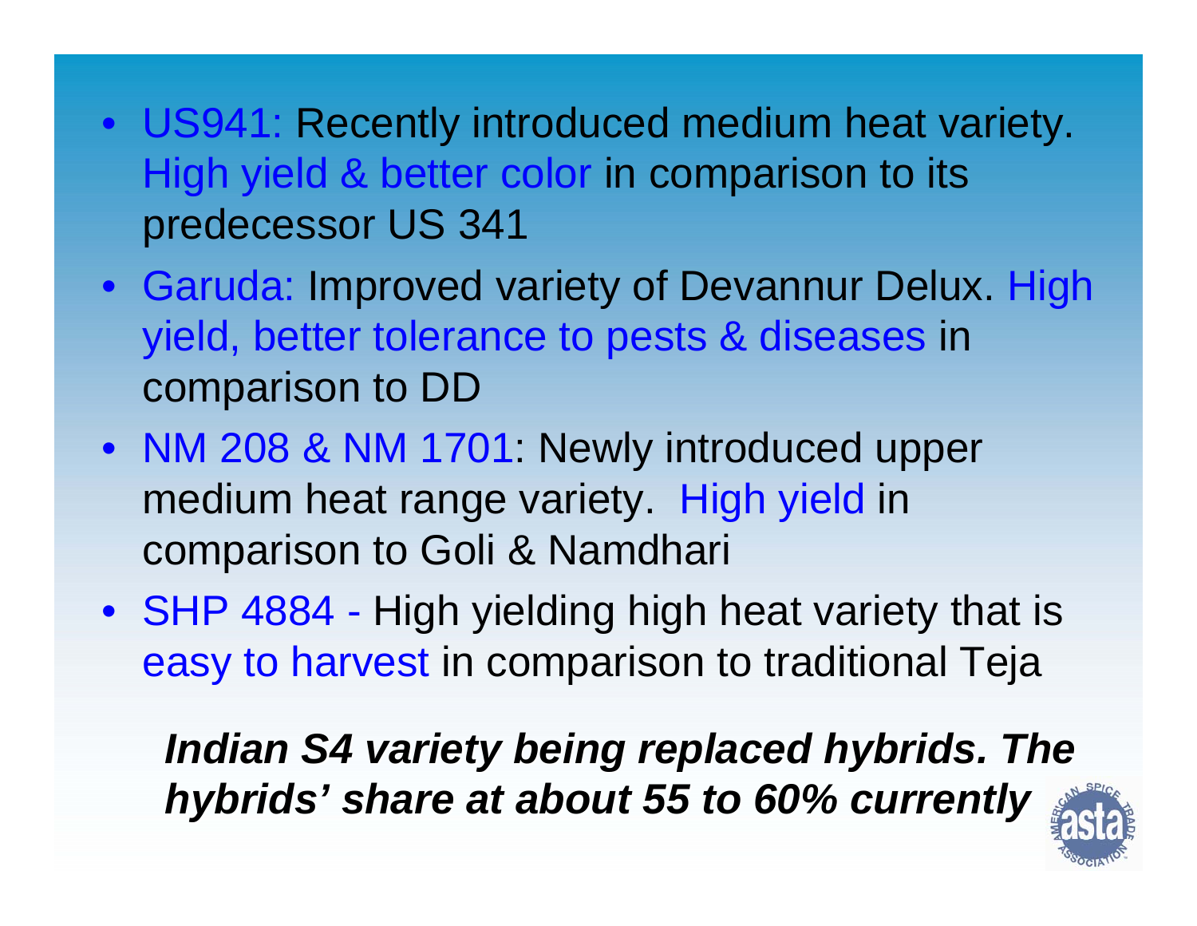- US941: Recently introduced medium heat variety. High yield & better color in comparison to its predecessor US 341
- Garuda: Improved variety of Devannur Delux. High yield, better tolerance to pests & diseases in comparison to DD
- NM 208 & NM 1701: Newly introduced upper medium heat range variety. High yield in comparison to Goli & Namdhari
- SHP 4884 - High yielding high heat variety that is easy to harvest in comparison to traditional Teja

***Indian S4 variety being replaced hybrids. The hybrids' share at about 55 to 60% currently***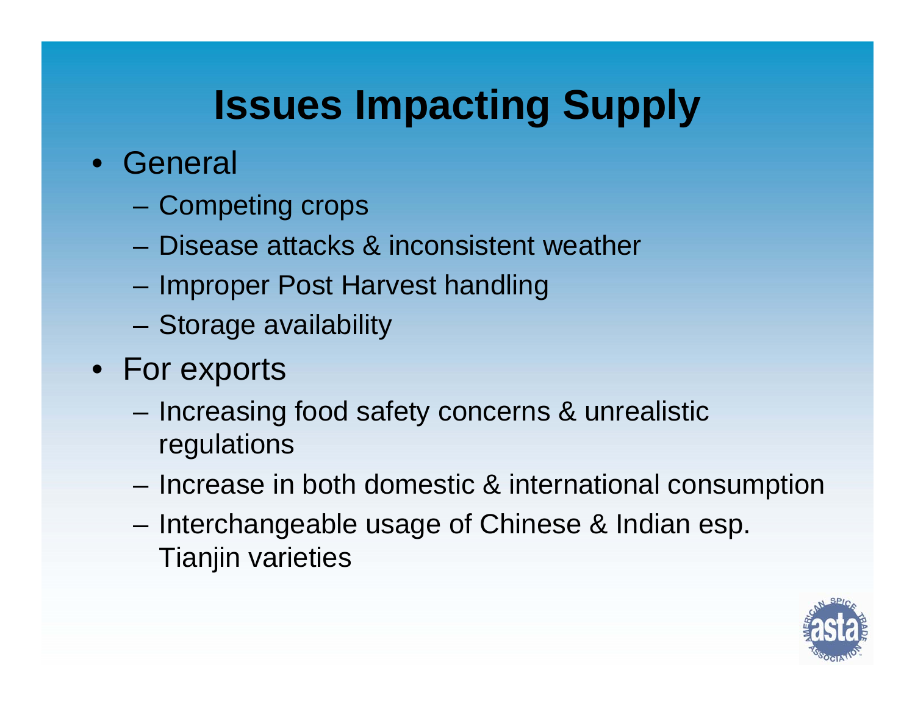# Issues Impacting Supply

- General
  - Competing crops
  - Disease attacks & inconsistent weather
  - Improper Post Harvest handling
  - Storage availability
- For exports
  - Increasing food safety concerns & unrealistic regulations
  - Increase in both domestic & international consumption
  - Interchangeable usage of Chinese & Indian esp. Tianjin varieties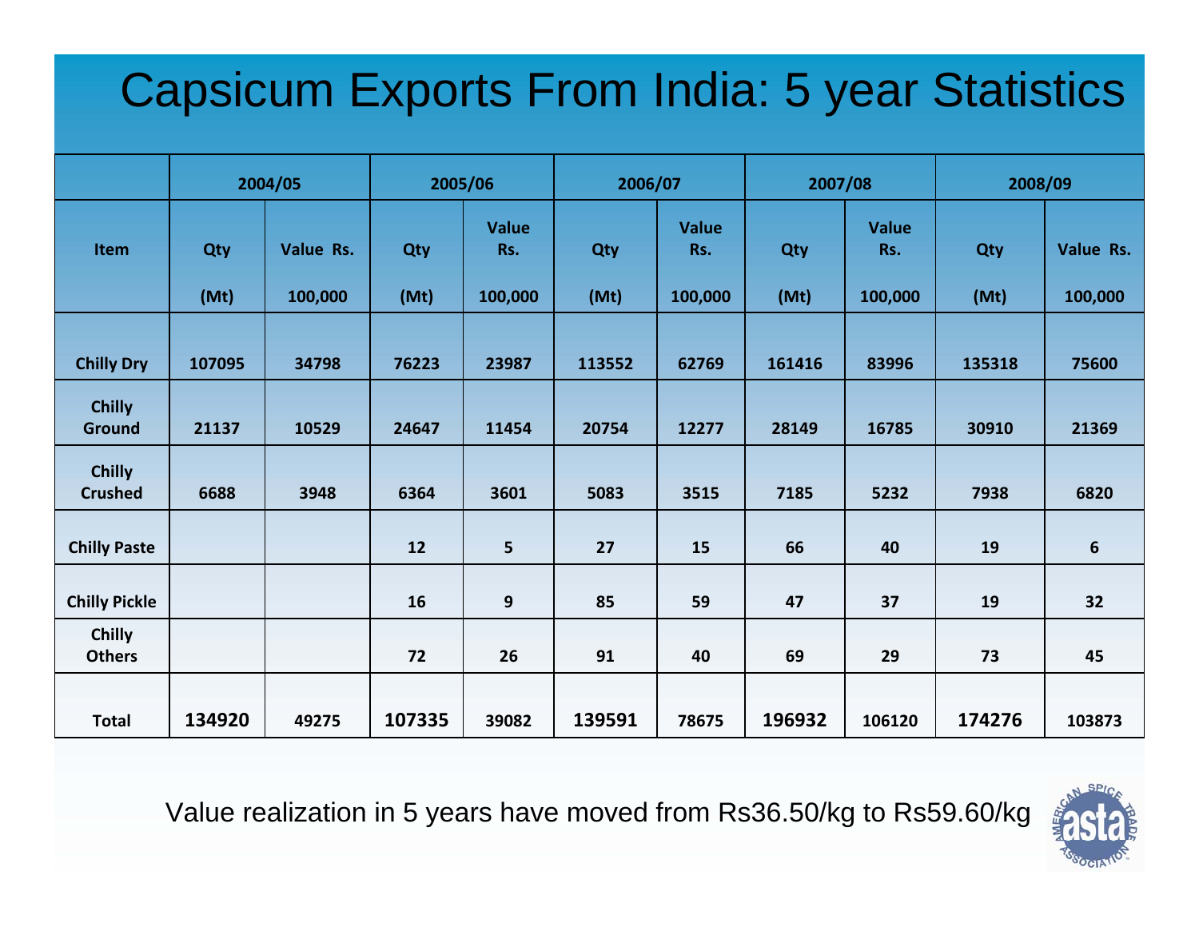# Capsicum Exports From India: 5 year Statistics

| | 2004/05 | | 2005/06 | | 2006/07 | | 2007/08 | | 2008/09 | |
|---|---|---|---|---|---|---|---|---|---|---|
| Item | Qty (Mt) | Value Rs. 100,000 | Qty (Mt) | Value Rs. 100,000 | Qty (Mt) | Value Rs. 100,000 | Qty (Mt) | Value Rs. 100,000 | Qty (Mt) | Value Rs. 100,000 |
| Chilly Dry | 107095 | 34798 | 76223 | 23987 | 113552 | 62769 | 161416 | 83996 | 135318 | 75600 |
| Chilly Ground | 21137 | 10529 | 24647 | 11454 | 20754 | 12277 | 28149 | 16785 | 30910 | 21369 |
| Chilly Crushed | 6688 | 3948 | 6364 | 3601 | 5083 | 3515 | 7185 | 5232 | 7938 | 6820 |
| Chilly Paste | | | 12 | 5 | 27 | 15 | 66 | 40 | 19 | 6 |
| Chilly Pickle | | | 16 | 9 | 85 | 59 | 47 | 37 | 19 | 32 |
| Chilly Others | | | 72 | 26 | 91 | 40 | 69 | 29 | 73 | 45 |
| Total | 134920 | 49275 | 107335 | 39082 | 139591 | 78675 | 196932 | 106120 | 174276 | 103873 |

Value realization in 5 years have moved from Rs36.50/kg to Rs59.60/kg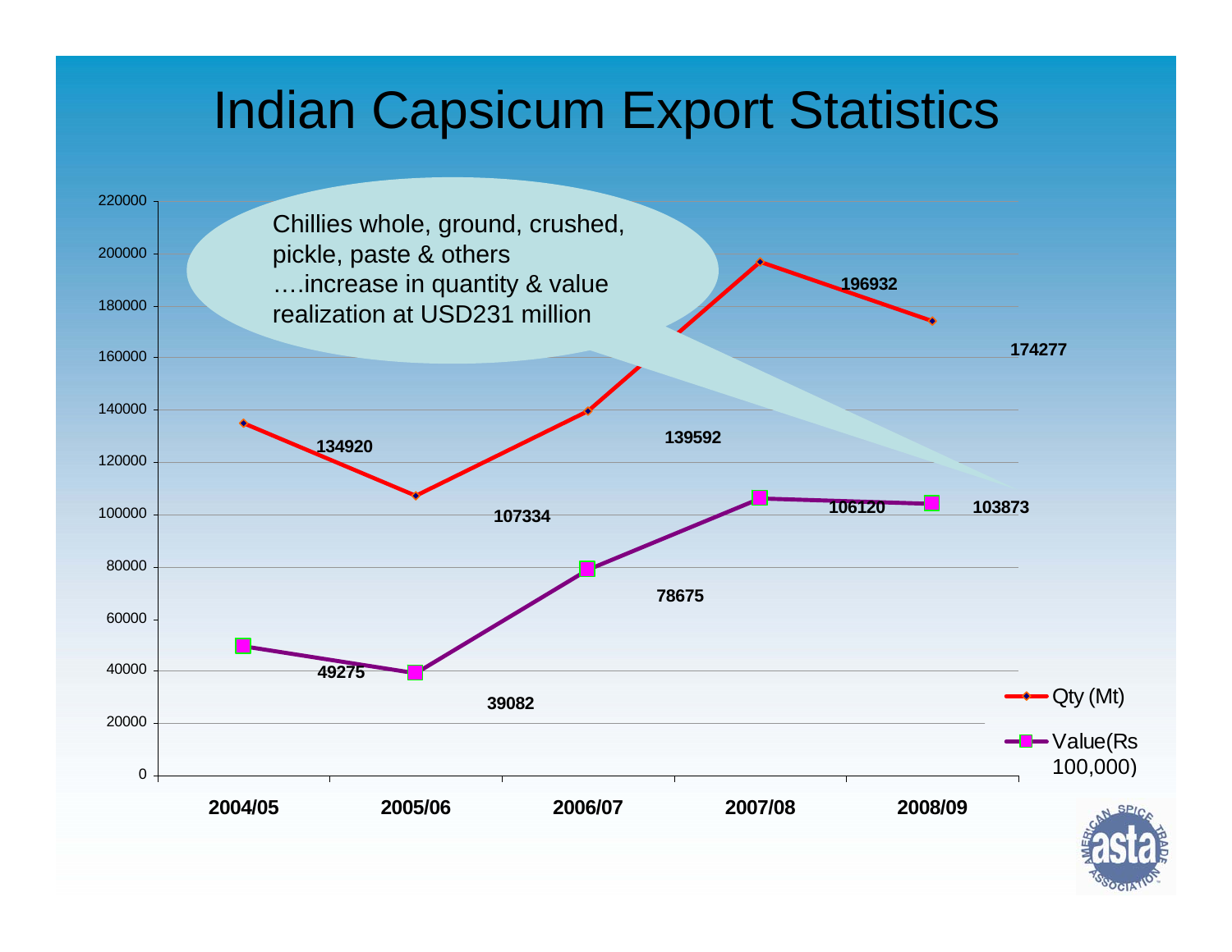# Indian Capsicum Export Statistics

Chillies whole, ground, crushed, pickle, paste & others
….increase in quantity & value realization at USD231 million

| Year | Qty (Mt) | Value(Rs 100,000) |
|---|---|---|
| 2004/05 | 134920 | 49275 |
| 2005/06 | 107334 | 39082 |
| 2006/07 | 139592 | 78675 |
| 2007/08 | 196932 | 106120 |
| 2008/09 | 174277 | 103873 |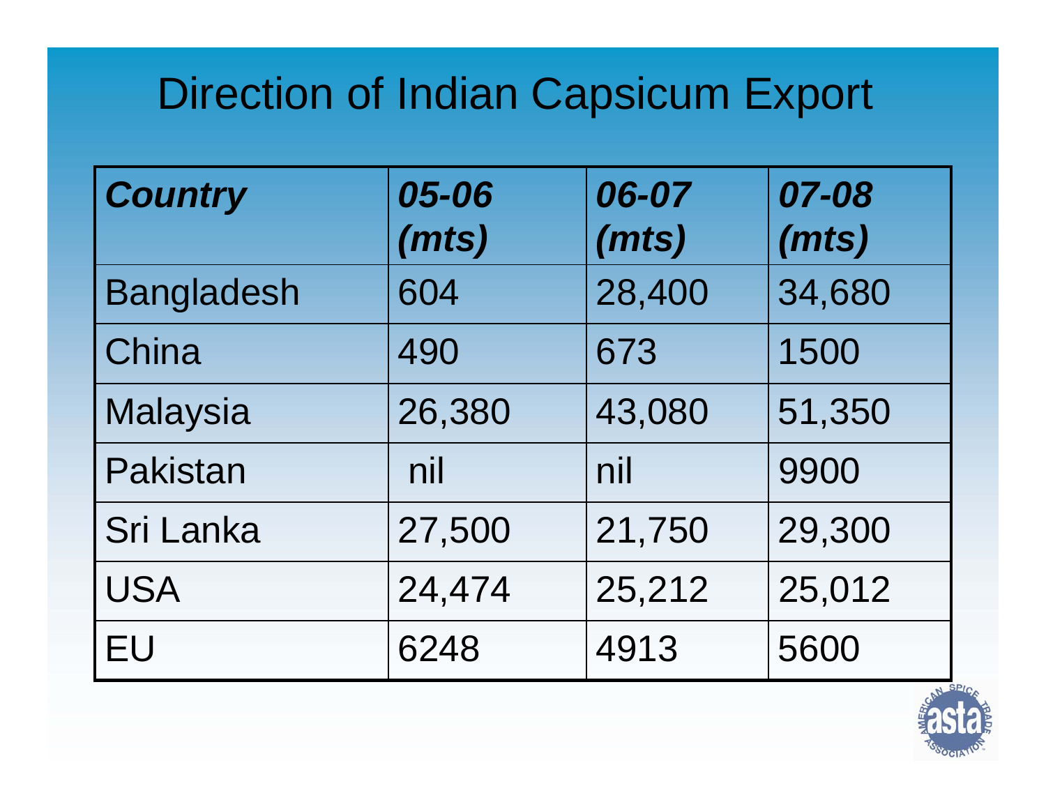# Direction of Indian Capsicum Export

| ***Country*** | ***05-06 (mts)*** | ***06-07 (mts)*** | ***07-08 (mts)*** |
|---|---|---|---|
| Bangladesh | 604 | 28,400 | 34,680 |
| China | 490 | 673 | 1500 |
| Malaysia | 26,380 | 43,080 | 51,350 |
| Pakistan | nil | nil | 9900 |
| Sri Lanka | 27,500 | 21,750 | 29,300 |
| USA | 24,474 | 25,212 | 25,012 |
| EU | 6248 | 4913 | 5600 |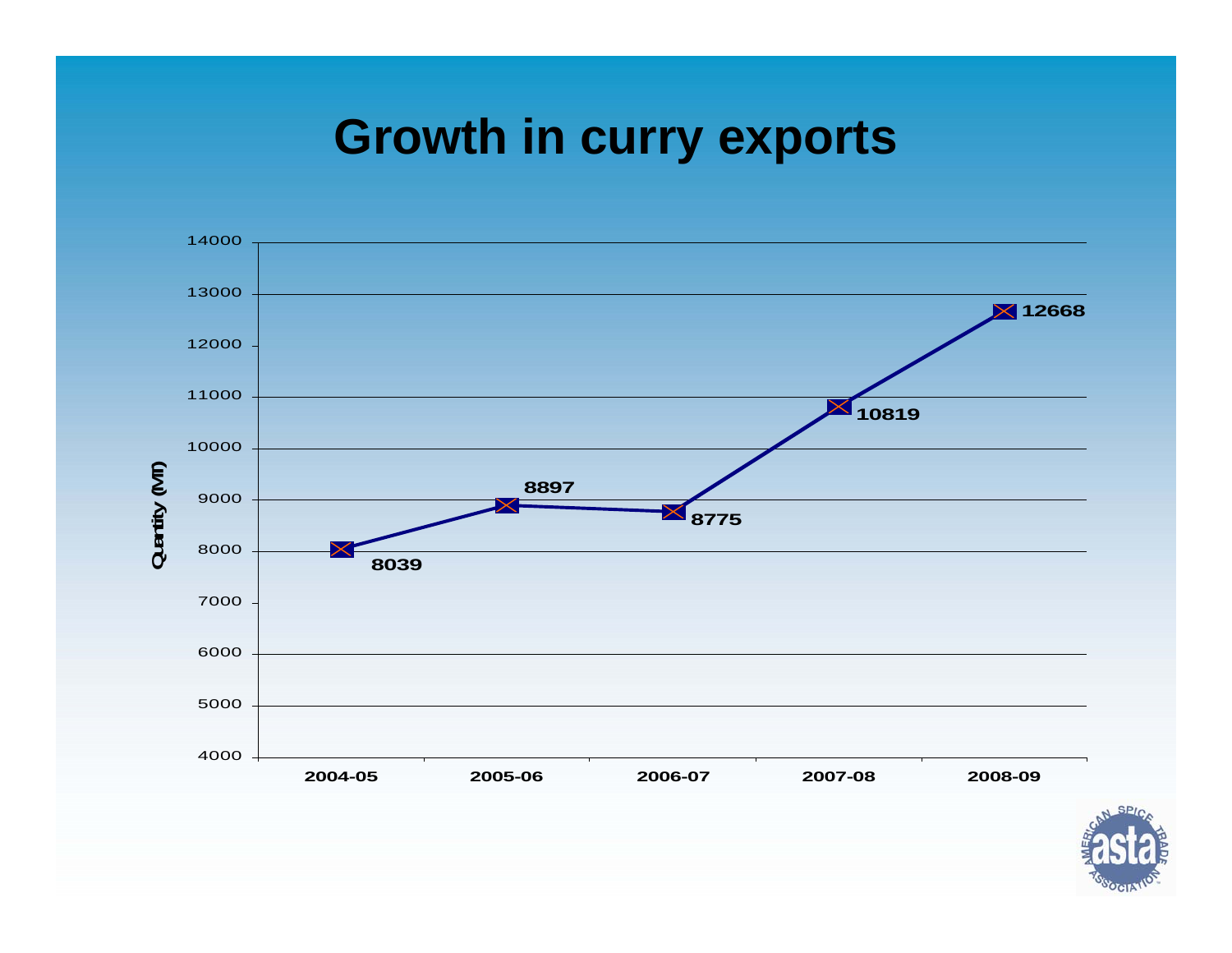# Growth in curry exports

| Year | Quantity (Mt) |
| --- | --- |
| 2004-05 | 8039 |
| 2005-06 | 8897 |
| 2006-07 | 8775 |
| 2007-08 | 10819 |
| 2008-09 | 12668 |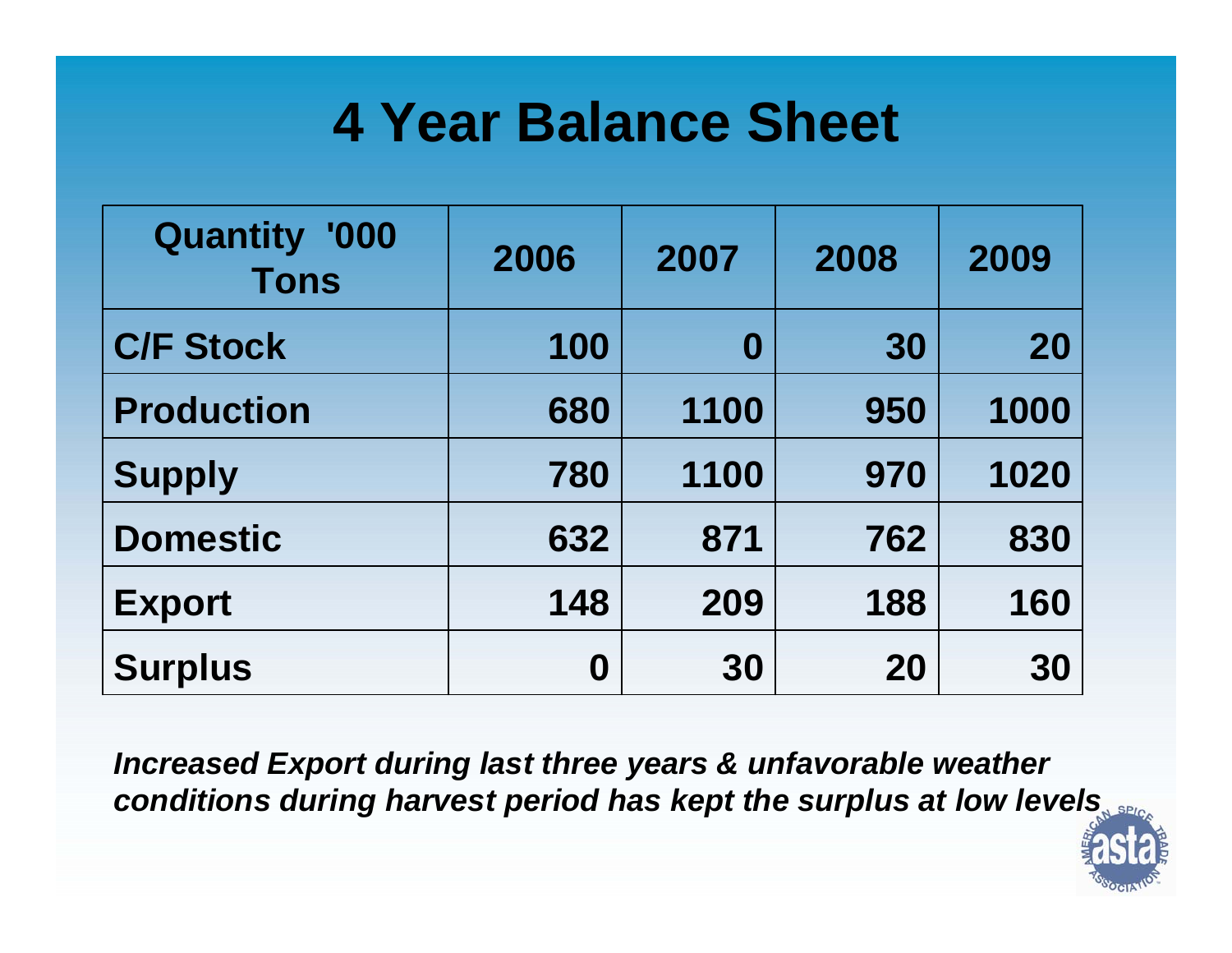# 4 Year Balance Sheet

| Quantity '000 Tons | 2006 | 2007 | 2008 | 2009 |
|---|---|---|---|---|
| C/F Stock | 100 | 0 | 30 | 20 |
| Production | 680 | 1100 | 950 | 1000 |
| Supply | 780 | 1100 | 970 | 1020 |
| Domestic | 632 | 871 | 762 | 830 |
| Export | 148 | 209 | 188 | 160 |
| Surplus | 0 | 30 | 20 | 30 |

***Increased Export during last three years & unfavorable weather conditions during harvest period has kept the surplus at low levels***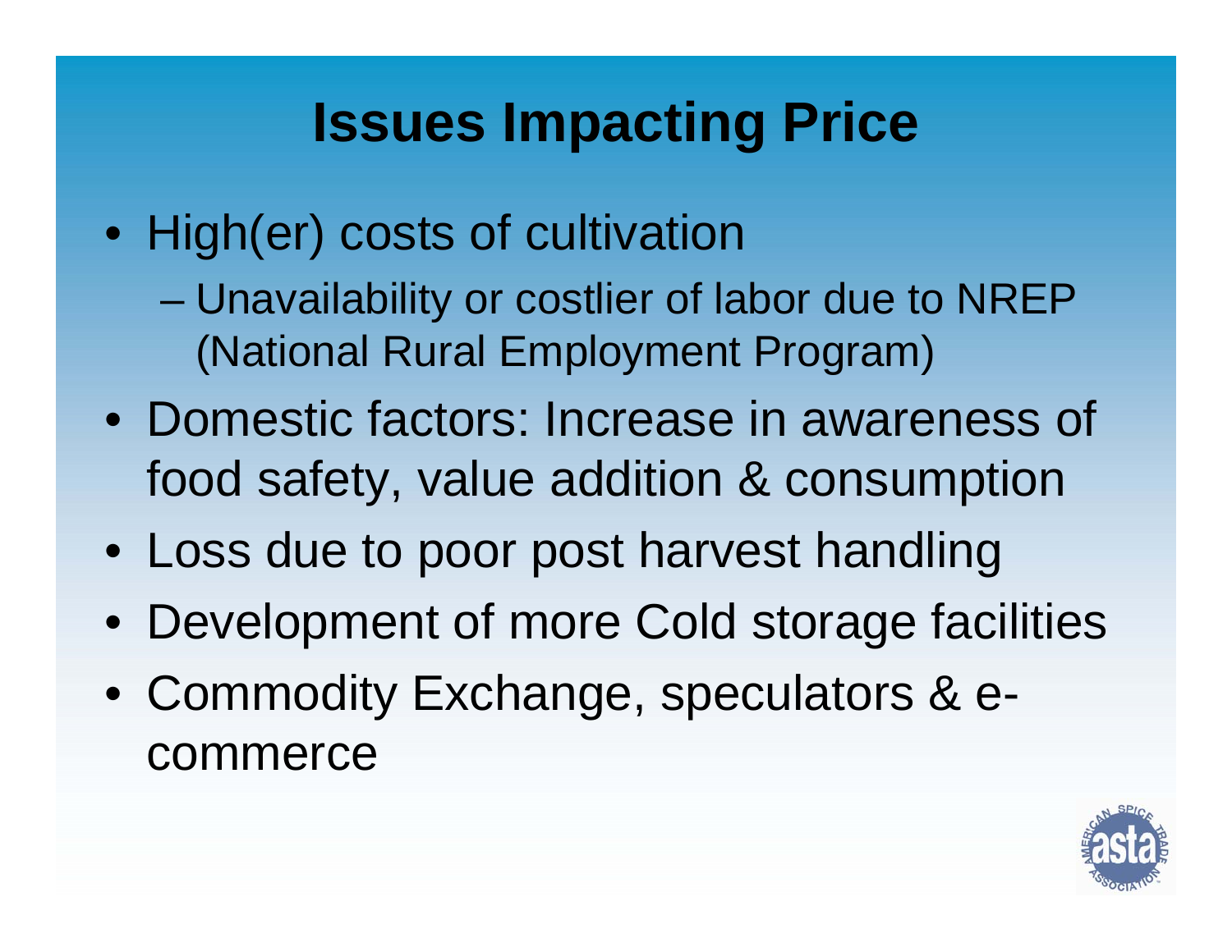# Issues Impacting Price

- High(er) costs of cultivation
  - Unavailability or costlier of labor due to NREP (National Rural Employment Program)
- Domestic factors: Increase in awareness of food safety, value addition & consumption
- Loss due to poor post harvest handling
- Development of more Cold storage facilities
- Commodity Exchange, speculators & e-commerce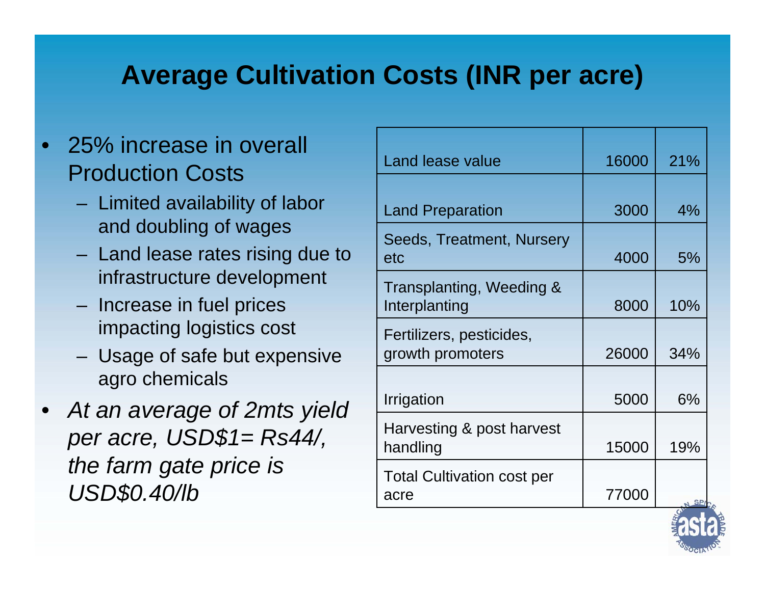# Average Cultivation Costs (INR per acre)

- 25% increase in overall Production Costs
  - Limited availability of labor and doubling of wages
  - Land lease rates rising due to infrastructure development
  - Increase in fuel prices impacting logistics cost
  - Usage of safe but expensive agro chemicals
- *At an average of 2mts yield per acre, USD$1= Rs44/, the farm gate price is USD$0.40/lb*

| | | |
|---|---|---|
| Land lease value | 16000 | 21% |
| Land Preparation | 3000 | 4% |
| Seeds, Treatment, Nursery etc | 4000 | 5% |
| Transplanting, Weeding & Interplanting | 8000 | 10% |
| Fertilizers, pesticides, growth promoters | 26000 | 34% |
| Irrigation | 5000 | 6% |
| Harvesting & post harvest handling | 15000 | 19% |
| Total Cultivation cost per acre | 77000 | |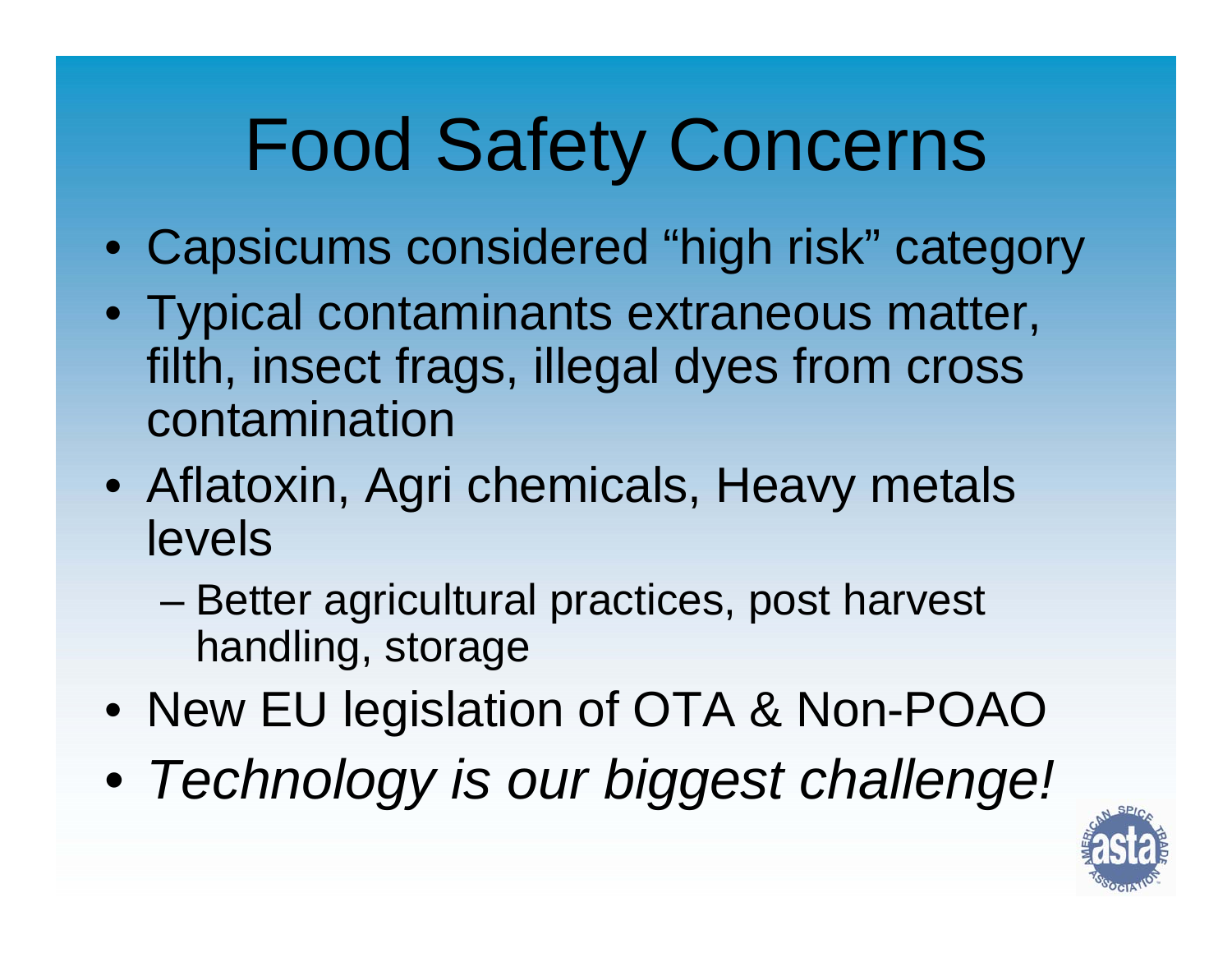# Food Safety Concerns

- Capsicums considered "high risk" category
- Typical contaminants extraneous matter, filth, insect frags, illegal dyes from cross contamination
- Aflatoxin, Agri chemicals, Heavy metals levels
  - Better agricultural practices, post harvest handling, storage
- New EU legislation of OTA & Non-POAO
- *Technology is our biggest challenge!*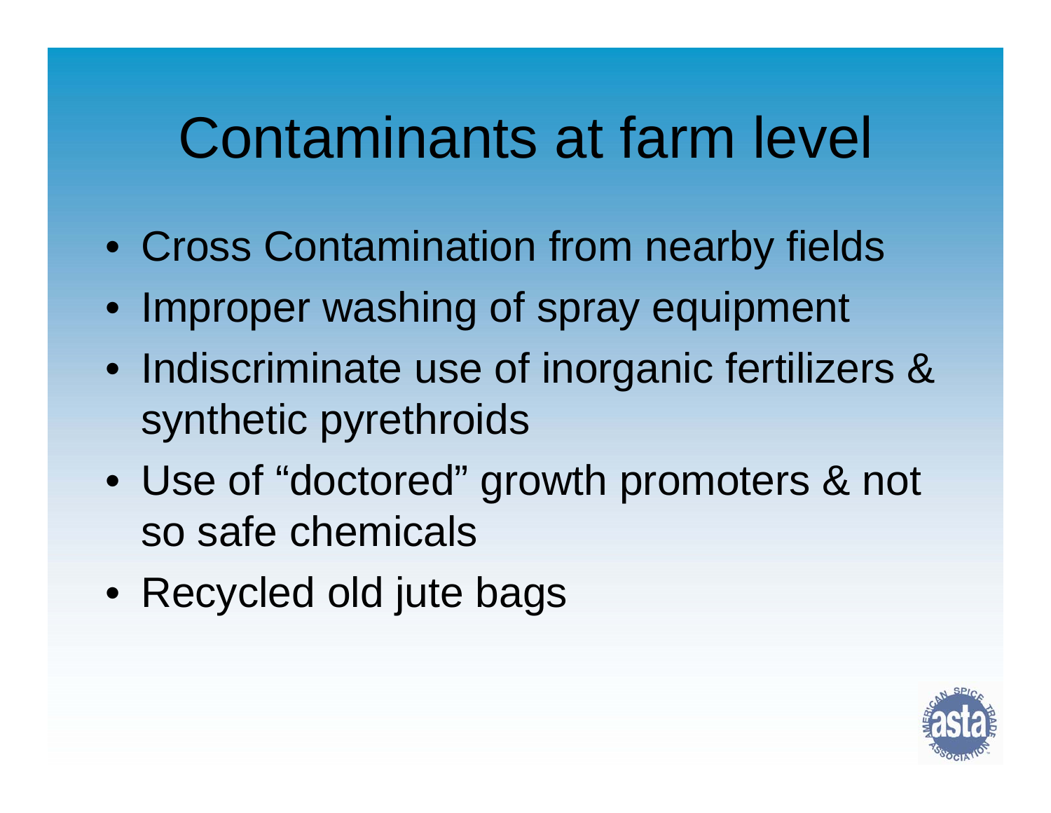# Contaminants at farm level

- Cross Contamination from nearby fields
- Improper washing of spray equipment
- Indiscriminate use of inorganic fertilizers & synthetic pyrethroids
- Use of “doctored” growth promoters & not so safe chemicals
- Recycled old jute bags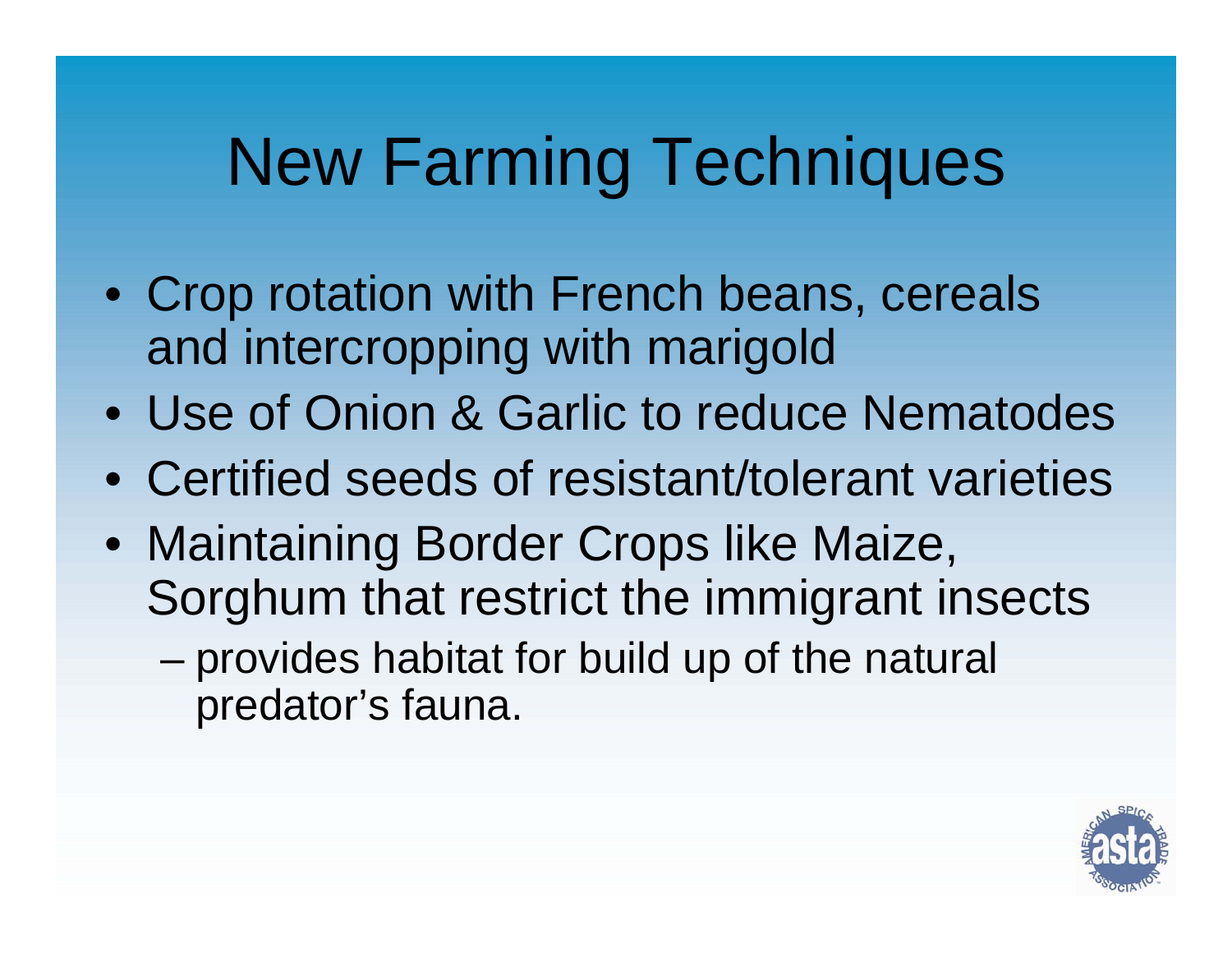# New Farming Techniques

- Crop rotation with French beans, cereals and intercropping with marigold
- Use of Onion & Garlic to reduce Nematodes
- Certified seeds of resistant/tolerant varieties
- Maintaining Border Crops like Maize, Sorghum that restrict the immigrant insects
  - provides habitat for build up of the natural predator's fauna.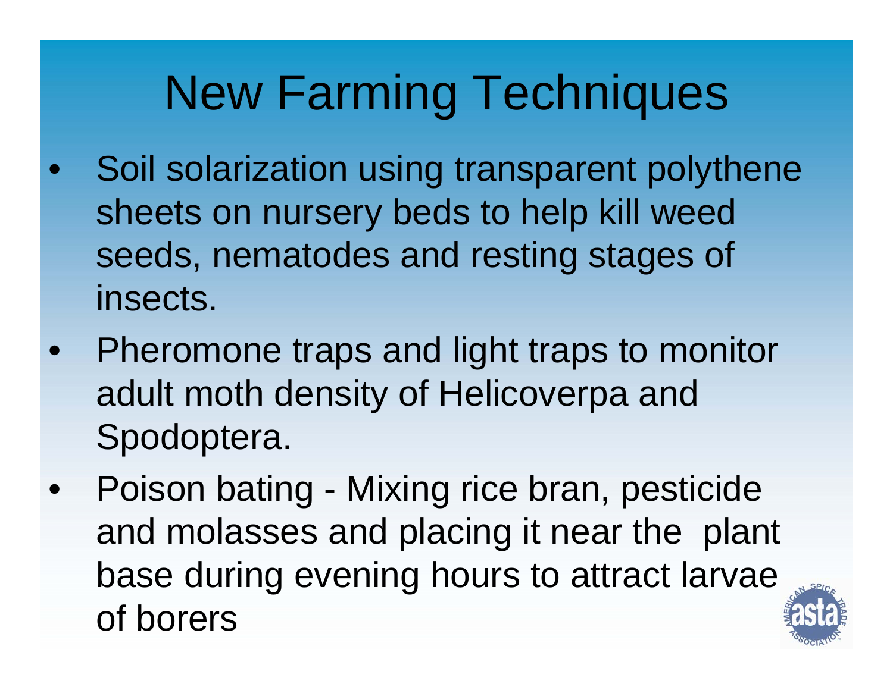# New Farming Techniques

- Soil solarization using transparent polythene sheets on nursery beds to help kill weed seeds, nematodes and resting stages of insects.
- Pheromone traps and light traps to monitor adult moth density of Helicoverpa and Spodoptera.
- Poison bating - Mixing rice bran, pesticide and molasses and placing it near the plant base during evening hours to attract larvae of borers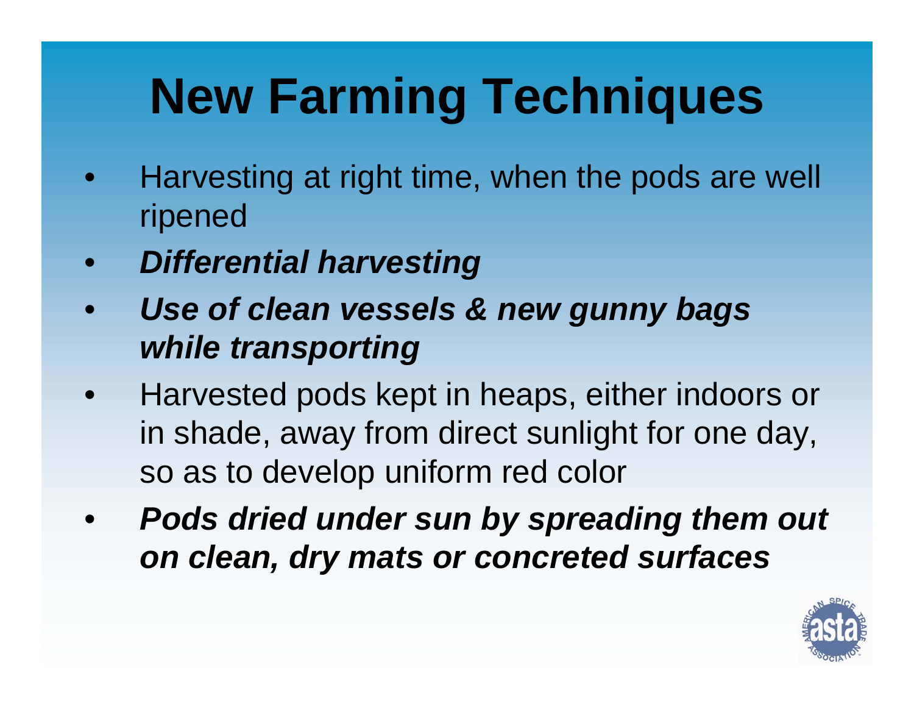# New Farming Techniques

- Harvesting at right time, when the pods are well ripened
- ***Differential harvesting***
- ***Use of clean vessels & new gunny bags while transporting***
- Harvested pods kept in heaps, either indoors or in shade, away from direct sunlight for one day, so as to develop uniform red color
- ***Pods dried under sun by spreading them out on clean, dry mats or concreted surfaces***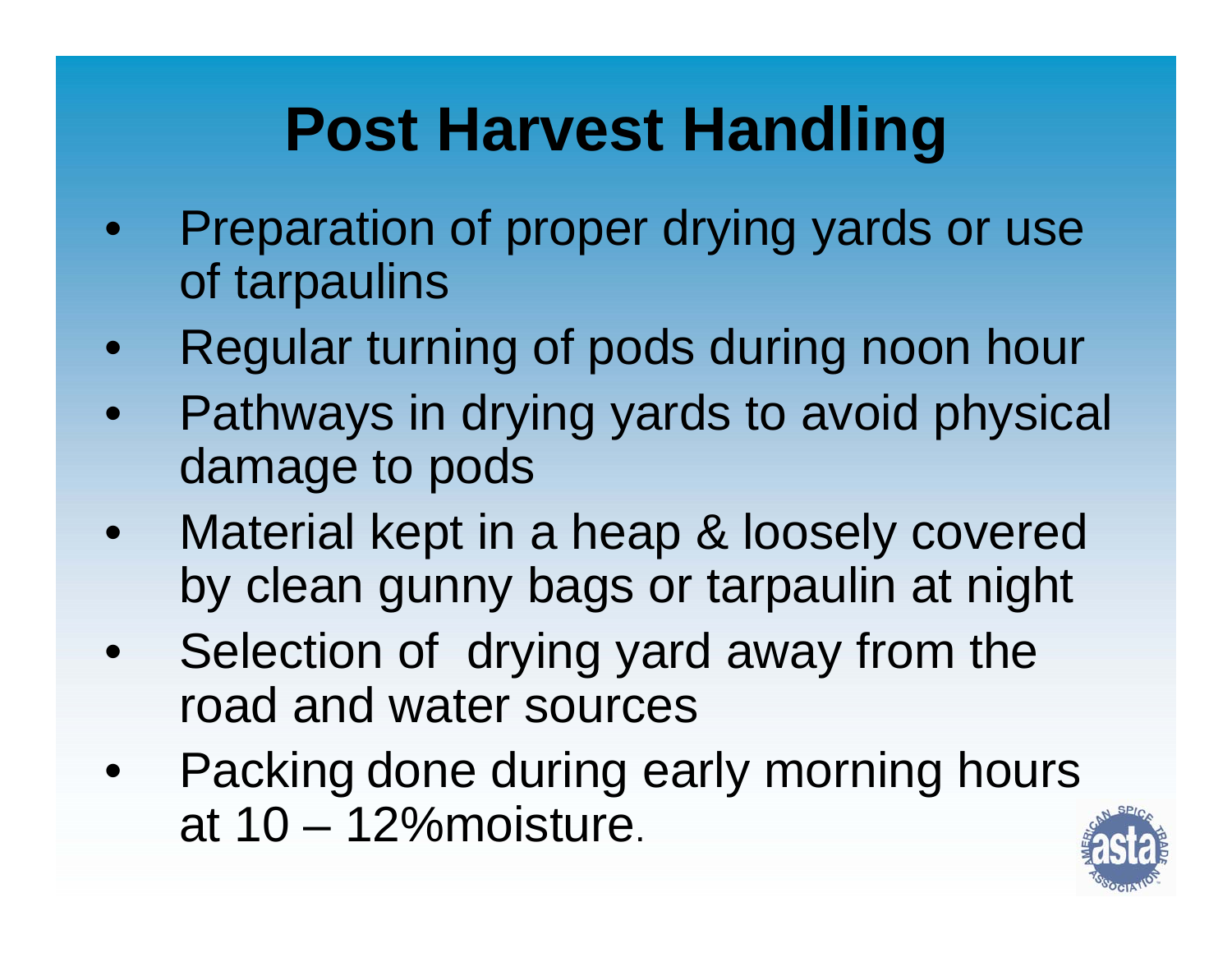# Post Harvest Handling

- Preparation of proper drying yards or use of tarpaulins
- Regular turning of pods during noon hour
- Pathways in drying yards to avoid physical damage to pods
- Material kept in a heap & loosely covered by clean gunny bags or tarpaulin at night
- Selection of drying yard away from the road and water sources
- Packing done during early morning hours at 10 – 12%moisture.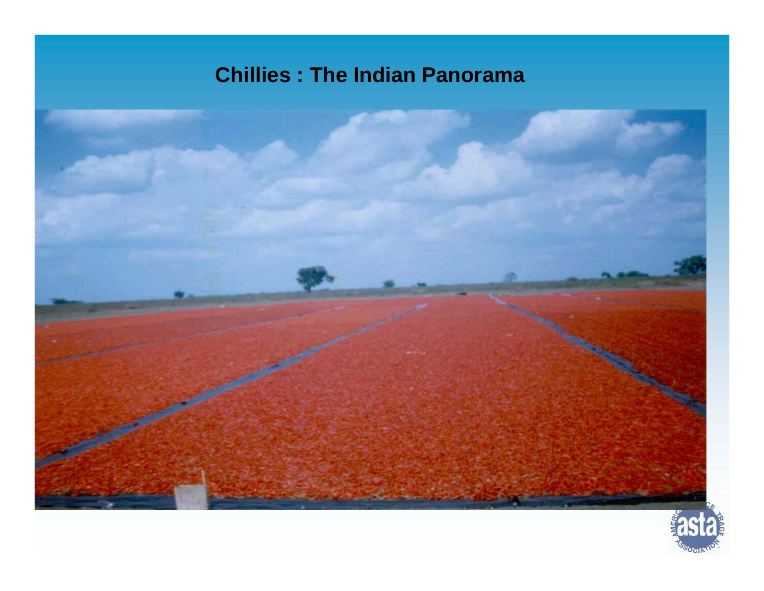## Chillies : The Indian Panorama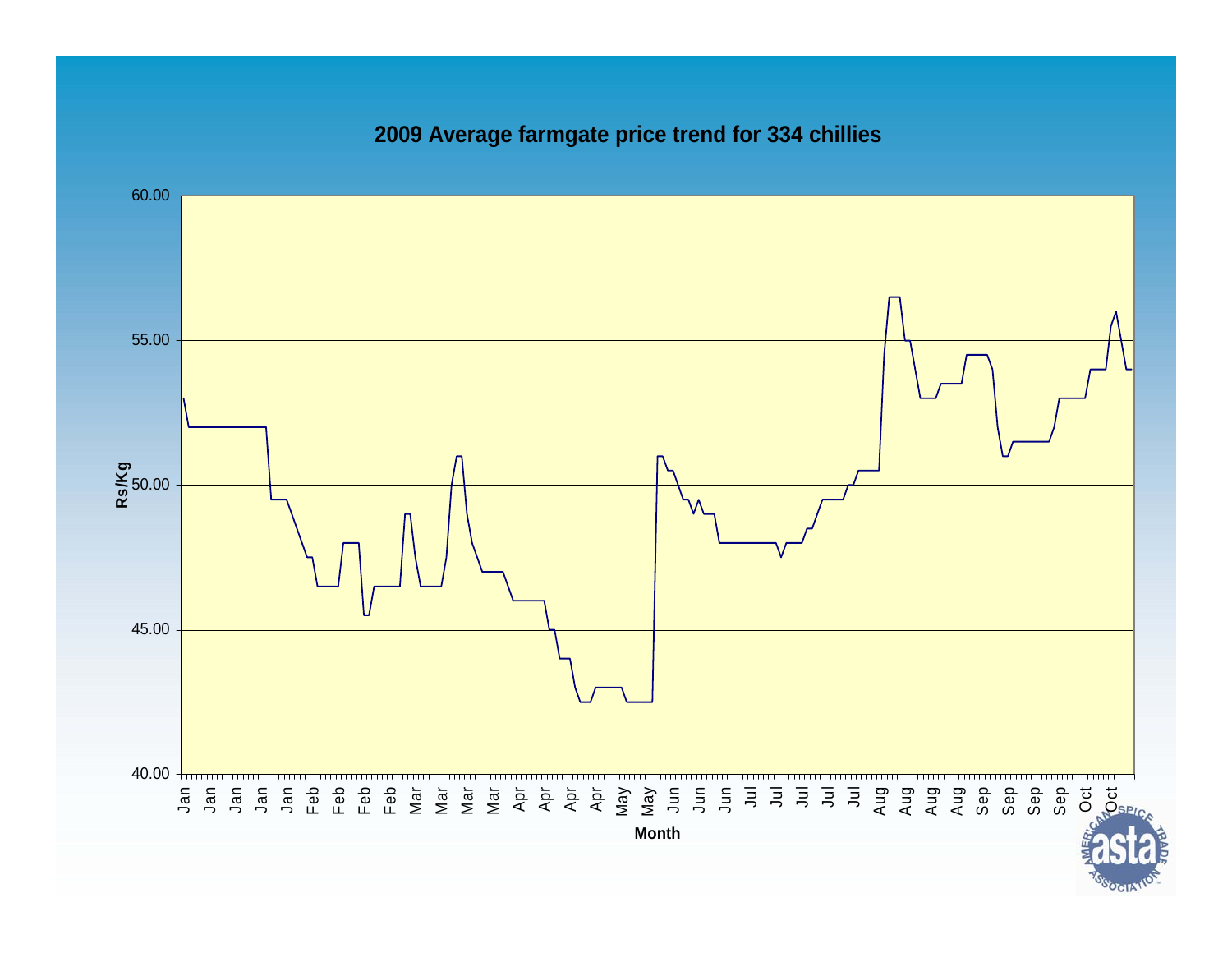## 2009 Average farmgate price trend for 334 chillies

Rs/Kg

60.00

55.00

50.00

45.00

40.00

Jan Jan Jan Jan Jan Feb Feb Feb Feb Mar Mar Mar Mar Apr Apr Apr Apr May May Jun Jun Jun Jul Jul Jul Jul Jul Aug Aug Aug Aug Sep Sep Sep Sep Oct Oct

Month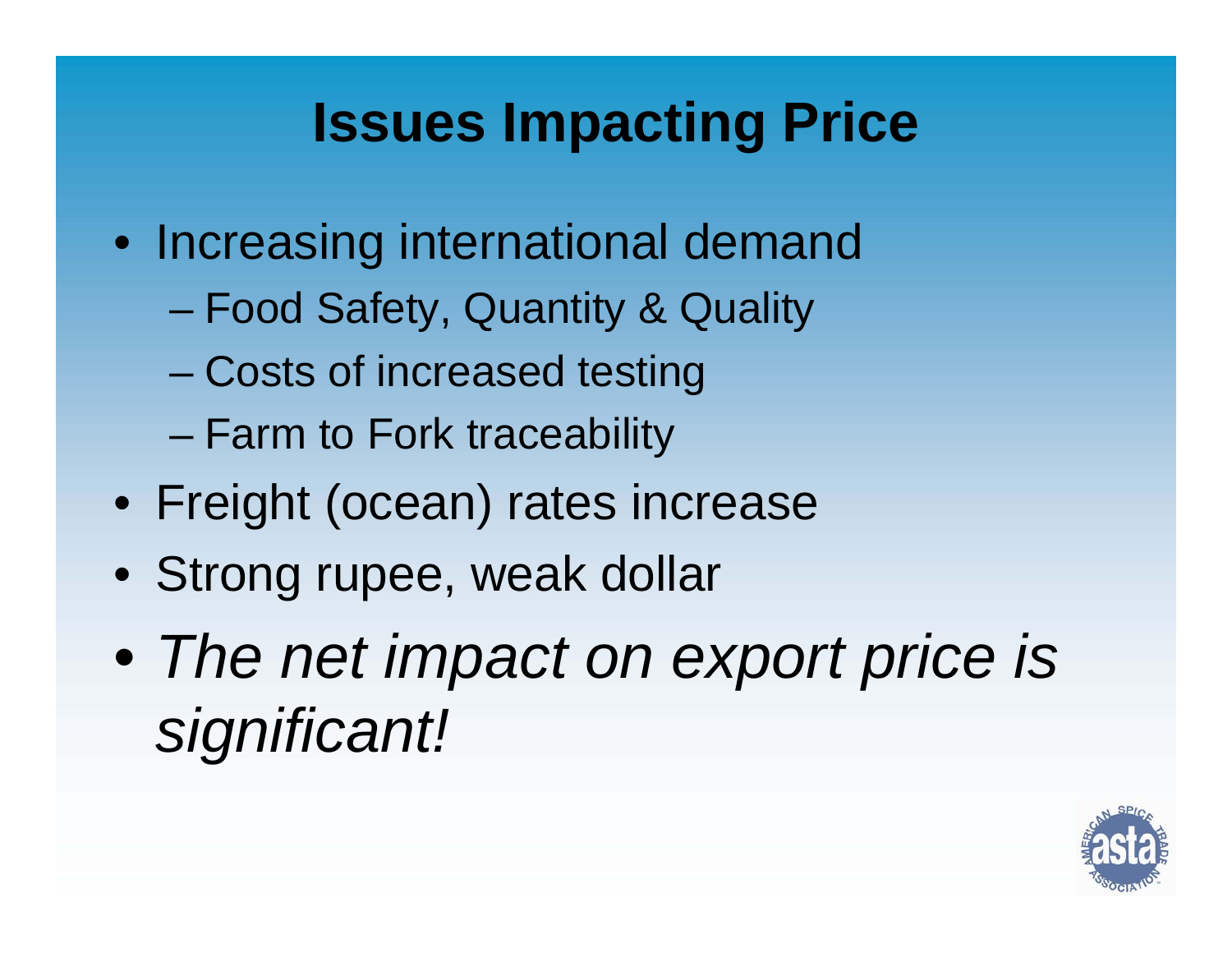# Issues Impacting Price

- Increasing international demand
  - Food Safety, Quantity & Quality
  - Costs of increased testing
  - Farm to Fork traceability
- Freight (ocean) rates increase
- Strong rupee, weak dollar
- *The net impact on export price is significant!*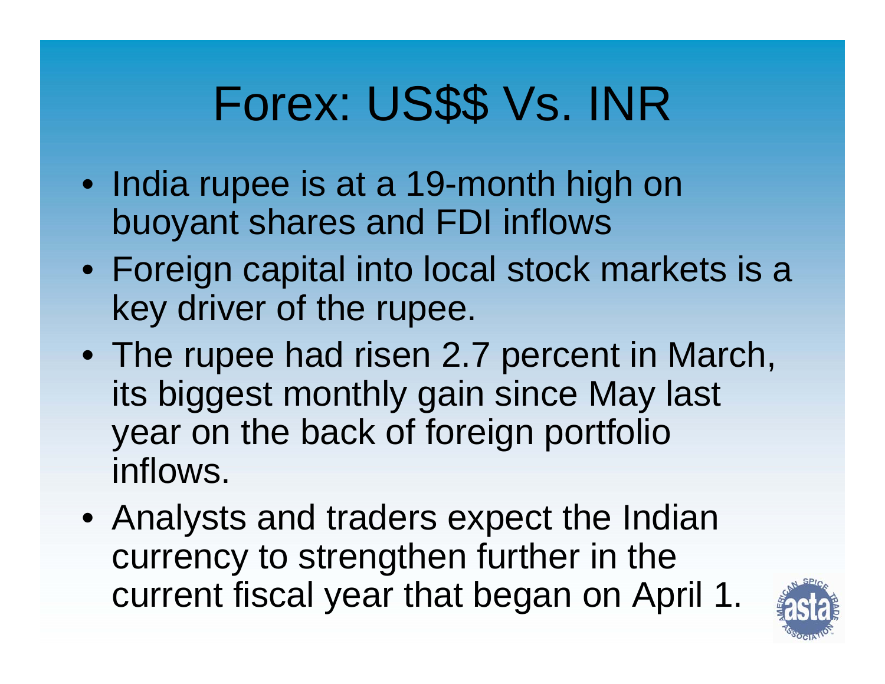# Forex: US$$ Vs. INR

- India rupee is at a 19-month high on buoyant shares and FDI inflows
- Foreign capital into local stock markets is a key driver of the rupee.
- The rupee had risen 2.7 percent in March, its biggest monthly gain since May last year on the back of foreign portfolio inflows.
- Analysts and traders expect the Indian currency to strengthen further in the current fiscal year that began on April 1.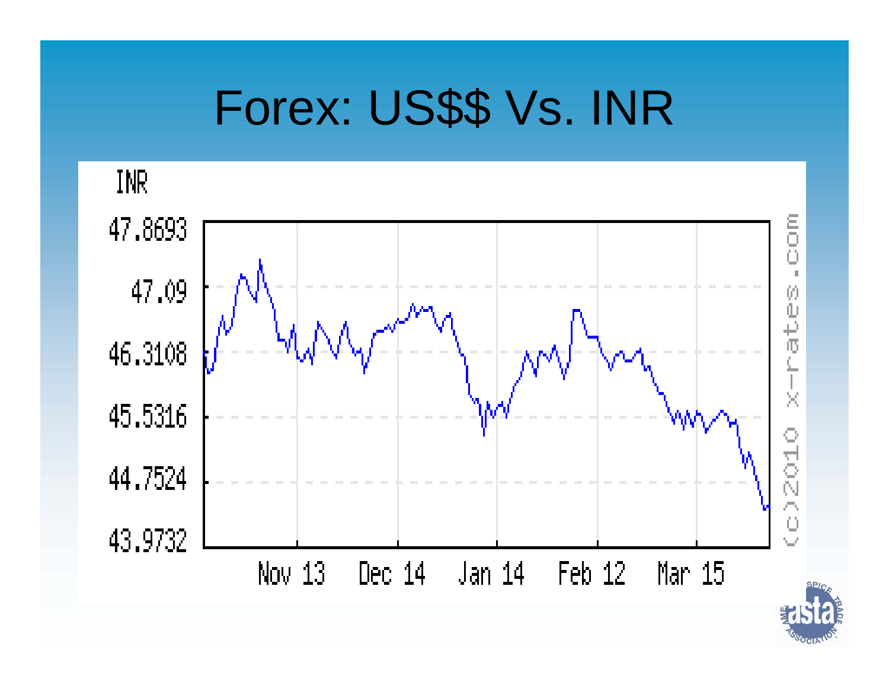# Forex: US$$ Vs. INR

INR

47.8693

47.09

46.3108

45.5316

44.7524

43.9732

Nov 13 Dec 14 Jan 14 Feb 12 Mar 15

(c)2010 x-rates.com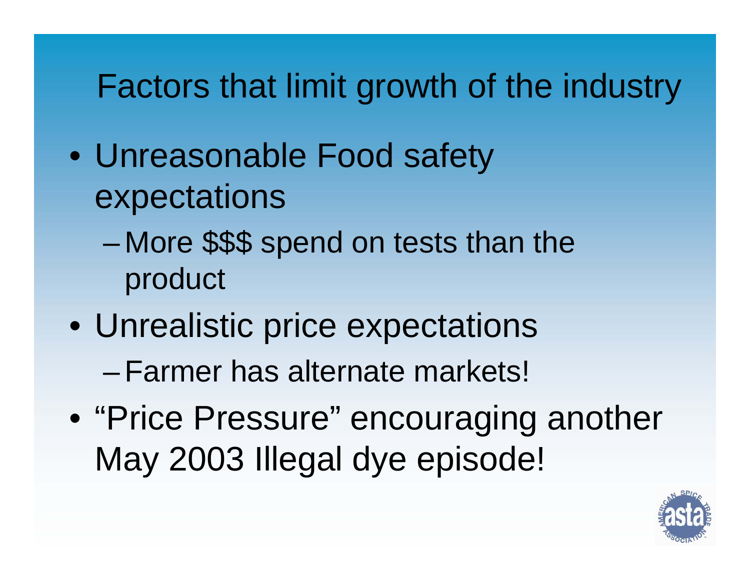# Factors that limit growth of the industry

- Unreasonable Food safety expectations
  - More $$$ spend on tests than the product
- Unrealistic price expectations
  - Farmer has alternate markets!
- "Price Pressure" encouraging another May 2003 Illegal dye episode!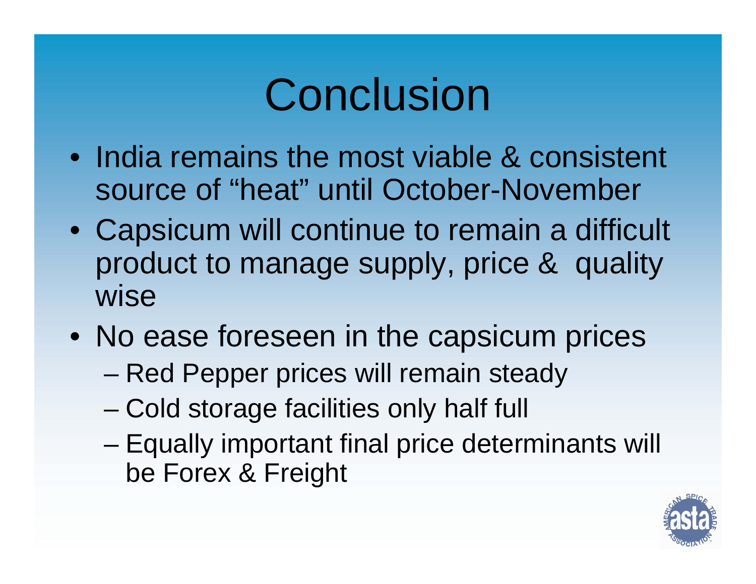# Conclusion

- India remains the most viable & consistent source of "heat" until October-November
- Capsicum will continue to remain a difficult product to manage supply, price & quality wise
- No ease foreseen in the capsicum prices
  - Red Pepper prices will remain steady
  - Cold storage facilities only half full
  - Equally important final price determinants will be Forex & Freight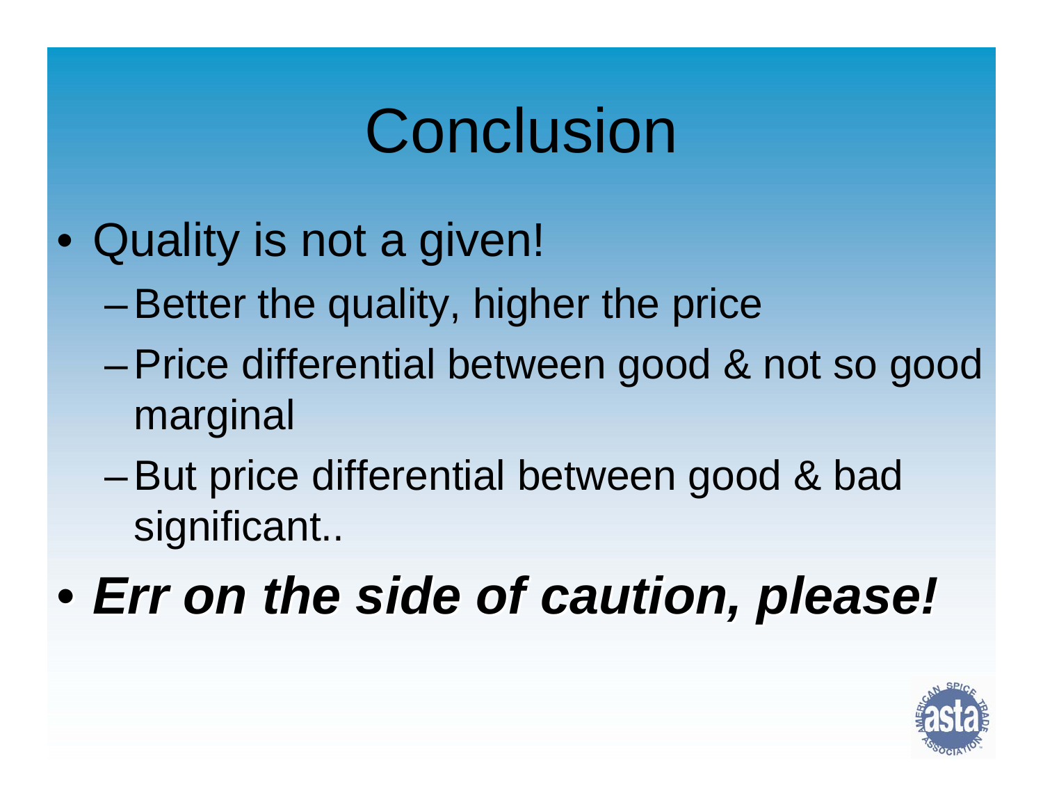# Conclusion

- Quality is not a given!
  - Better the quality, higher the price
  - Price differential between good & not so good marginal
  - But price differential between good & bad significant..
- ***Err on the side of caution, please!***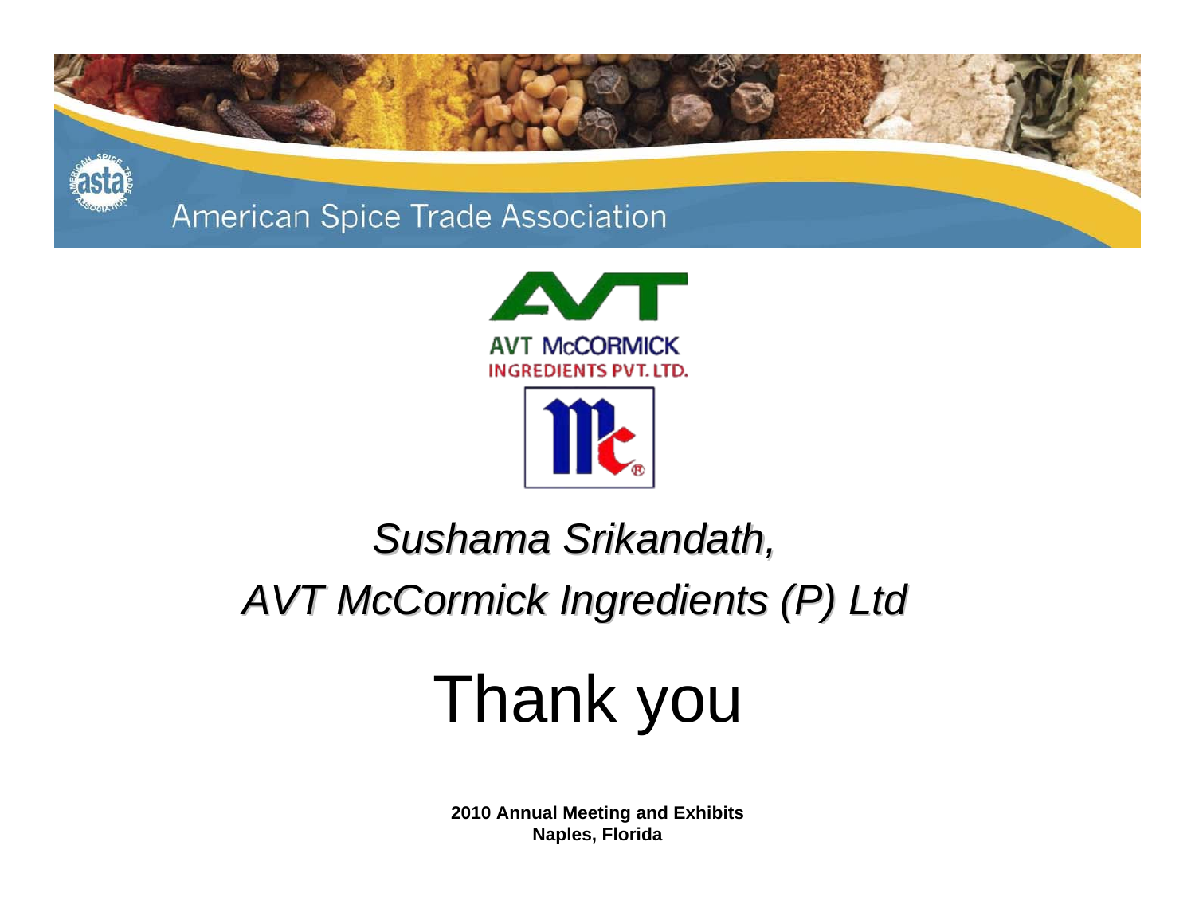American Spice Trade Association

AVT McCORMICK INGREDIENTS PVT. LTD.

*Sushama Srikandath,*

*AVT McCormick Ingredients (P) Ltd*

# Thank you

**2010 Annual Meeting and Exhibits**
**Naples, Florida**